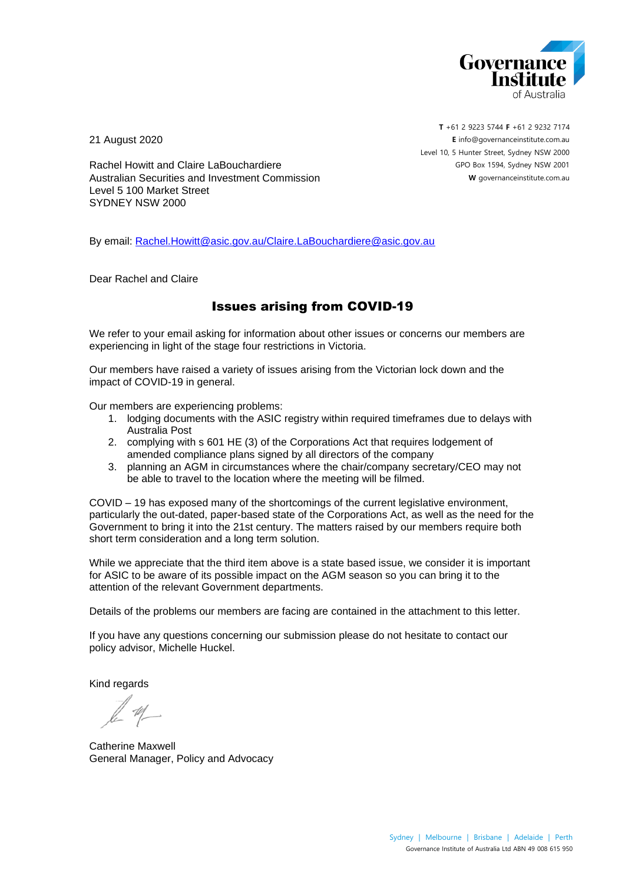Governance Institute of Australia

**T** +61 2 9223 5744 **F** +61 2 9232 7174
**E** info@governanceinstitute.com.au
Level 10, 5 Hunter Street, Sydney NSW 2000
GPO Box 1594, Sydney NSW 2001
**W** governanceinstitute.com.au

21 August 2020

Rachel Howitt and Claire LaBouchardiere
Australian Securities and Investment Commission
Level 5 100 Market Street
SYDNEY NSW 2000

By email: Rachel.Howitt@asic.gov.au/Claire.LaBouchardiere@asic.gov.au

Dear Rachel and Claire

## Issues arising from COVID-19

We refer to your email asking for information about other issues or concerns our members are experiencing in light of the stage four restrictions in Victoria.

Our members have raised a variety of issues arising from the Victorian lock down and the impact of COVID-19 in general.

Our members are experiencing problems:

1. lodging documents with the ASIC registry within required timeframes due to delays with Australia Post
2. complying with s 601 HE (3) of the Corporations Act that requires lodgement of amended compliance plans signed by all directors of the company
3. planning an AGM in circumstances where the chair/company secretary/CEO may not be able to travel to the location where the meeting will be filmed.

COVID – 19 has exposed many of the shortcomings of the current legislative environment, particularly the out-dated, paper-based state of the Corporations Act, as well as the need for the Government to bring it into the 21st century. The matters raised by our members require both short term consideration and a long term solution.

While we appreciate that the third item above is a state based issue, we consider it is important for ASIC to be aware of its possible impact on the AGM season so you can bring it to the attention of the relevant Government departments.

Details of the problems our members are facing are contained in the attachment to this letter.

If you have any questions concerning our submission please do not hesitate to contact our policy advisor, Michelle Huckel.

Kind regards

Catherine Maxwell
General Manager, Policy and Advocacy

Sydney | Melbourne | Brisbane | Adelaide | Perth
Governance Institute of Australia Ltd ABN 49 008 615 950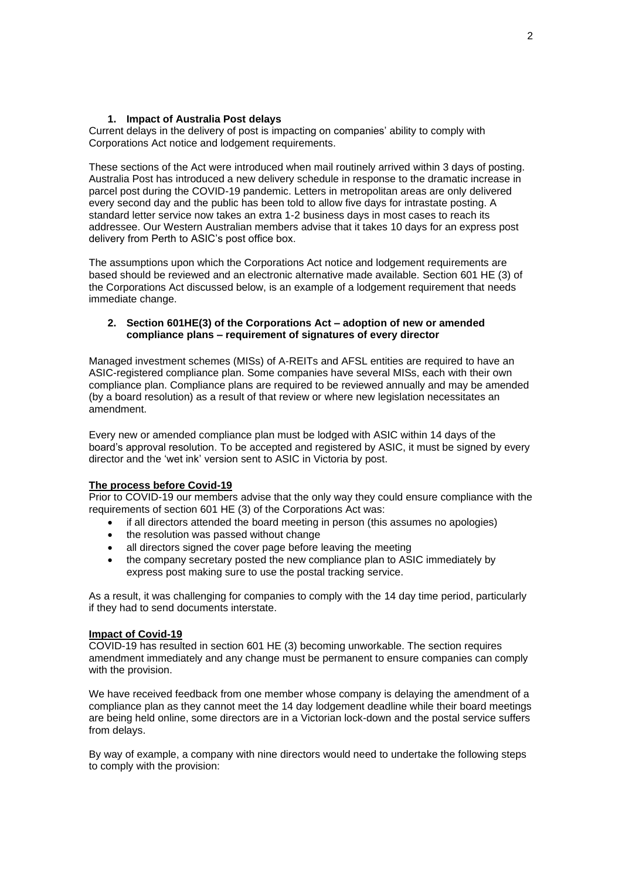## 1. Impact of Australia Post delays

Current delays in the delivery of post is impacting on companies' ability to comply with Corporations Act notice and lodgement requirements.

These sections of the Act were introduced when mail routinely arrived within 3 days of posting. Australia Post has introduced a new delivery schedule in response to the dramatic increase in parcel post during the COVID-19 pandemic. Letters in metropolitan areas are only delivered every second day and the public has been told to allow five days for intrastate posting. A standard letter service now takes an extra 1-2 business days in most cases to reach its addressee. Our Western Australian members advise that it takes 10 days for an express post delivery from Perth to ASIC's post office box.

The assumptions upon which the Corporations Act notice and lodgement requirements are based should be reviewed and an electronic alternative made available. Section 601 HE (3) of the Corporations Act discussed below, is an example of a lodgement requirement that needs immediate change.

## 2. Section 601HE(3) of the Corporations Act – adoption of new or amended compliance plans – requirement of signatures of every director

Managed investment schemes (MISs) of A-REITs and AFSL entities are required to have an ASIC-registered compliance plan. Some companies have several MISs, each with their own compliance plan. Compliance plans are required to be reviewed annually and may be amended (by a board resolution) as a result of that review or where new legislation necessitates an amendment.

Every new or amended compliance plan must be lodged with ASIC within 14 days of the board's approval resolution. To be accepted and registered by ASIC, it must be signed by every director and the 'wet ink' version sent to ASIC in Victoria by post.

### The process before Covid-19

Prior to COVID-19 our members advise that the only way they could ensure compliance with the requirements of section 601 HE (3) of the Corporations Act was:

- if all directors attended the board meeting in person (this assumes no apologies)
- the resolution was passed without change
- all directors signed the cover page before leaving the meeting
- the company secretary posted the new compliance plan to ASIC immediately by express post making sure to use the postal tracking service.

As a result, it was challenging for companies to comply with the 14 day time period, particularly if they had to send documents interstate.

### Impact of Covid-19

COVID-19 has resulted in section 601 HE (3) becoming unworkable. The section requires amendment immediately and any change must be permanent to ensure companies can comply with the provision.

We have received feedback from one member whose company is delaying the amendment of a compliance plan as they cannot meet the 14 day lodgement deadline while their board meetings are being held online, some directors are in a Victorian lock-down and the postal service suffers from delays.

By way of example, a company with nine directors would need to undertake the following steps to comply with the provision: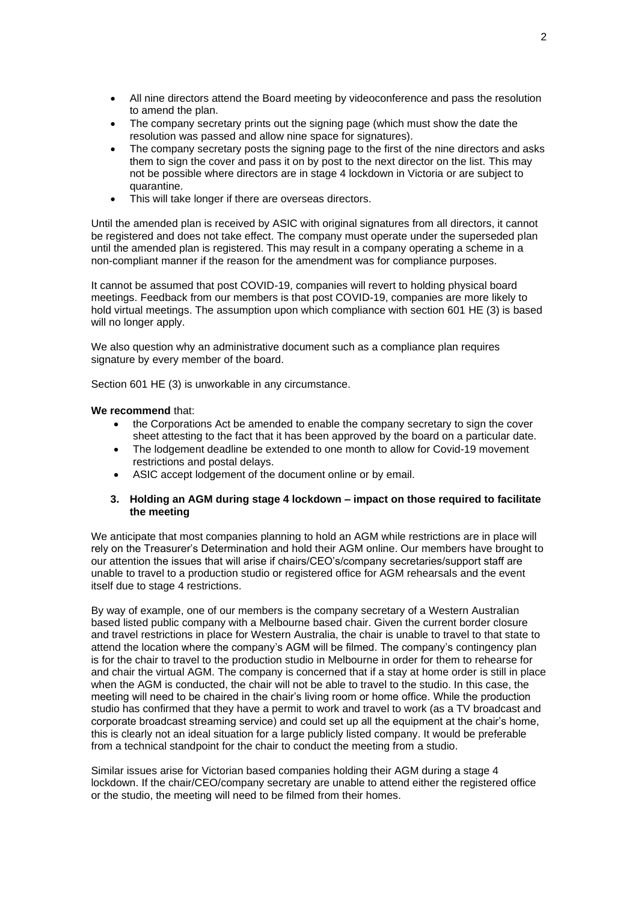- All nine directors attend the Board meeting by videoconference and pass the resolution to amend the plan.
- The company secretary prints out the signing page (which must show the date the resolution was passed and allow nine space for signatures).
- The company secretary posts the signing page to the first of the nine directors and asks them to sign the cover and pass it on by post to the next director on the list. This may not be possible where directors are in stage 4 lockdown in Victoria or are subject to quarantine.
- This will take longer if there are overseas directors.

Until the amended plan is received by ASIC with original signatures from all directors, it cannot be registered and does not take effect. The company must operate under the superseded plan until the amended plan is registered. This may result in a company operating a scheme in a non-compliant manner if the reason for the amendment was for compliance purposes.

It cannot be assumed that post COVID-19, companies will revert to holding physical board meetings. Feedback from our members is that post COVID-19, companies are more likely to hold virtual meetings. The assumption upon which compliance with section 601 HE (3) is based will no longer apply.

We also question why an administrative document such as a compliance plan requires signature by every member of the board.

Section 601 HE (3) is unworkable in any circumstance.

**We recommend** that:

- the Corporations Act be amended to enable the company secretary to sign the cover sheet attesting to the fact that it has been approved by the board on a particular date.
- The lodgement deadline be extended to one month to allow for Covid-19 movement restrictions and postal delays.
- ASIC accept lodgement of the document online or by email.

### 3. Holding an AGM during stage 4 lockdown – impact on those required to facilitate the meeting

We anticipate that most companies planning to hold an AGM while restrictions are in place will rely on the Treasurer's Determination and hold their AGM online. Our members have brought to our attention the issues that will arise if chairs/CEO's/company secretaries/support staff are unable to travel to a production studio or registered office for AGM rehearsals and the event itself due to stage 4 restrictions.

By way of example, one of our members is the company secretary of a Western Australian based listed public company with a Melbourne based chair. Given the current border closure and travel restrictions in place for Western Australia, the chair is unable to travel to that state to attend the location where the company's AGM will be filmed. The company's contingency plan is for the chair to travel to the production studio in Melbourne in order for them to rehearse for and chair the virtual AGM. The company is concerned that if a stay at home order is still in place when the AGM is conducted, the chair will not be able to travel to the studio. In this case, the meeting will need to be chaired in the chair's living room or home office. While the production studio has confirmed that they have a permit to work and travel to work (as a TV broadcast and corporate broadcast streaming service) and could set up all the equipment at the chair's home, this is clearly not an ideal situation for a large publicly listed company. It would be preferable from a technical standpoint for the chair to conduct the meeting from a studio.

Similar issues arise for Victorian based companies holding their AGM during a stage 4 lockdown. If the chair/CEO/company secretary are unable to attend either the registered office or the studio, the meeting will need to be filmed from their homes.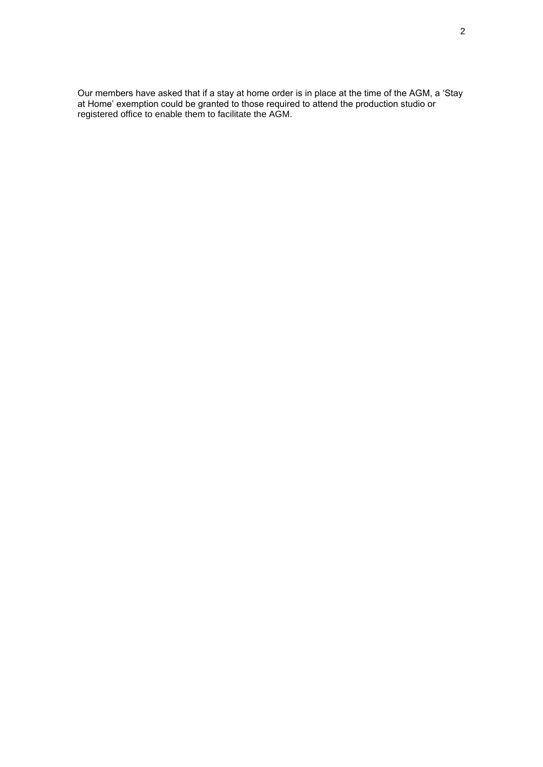Our members have asked that if a stay at home order is in place at the time of the AGM, a 'Stay at Home' exemption could be granted to those required to attend the production studio or registered office to enable them to facilitate the AGM.